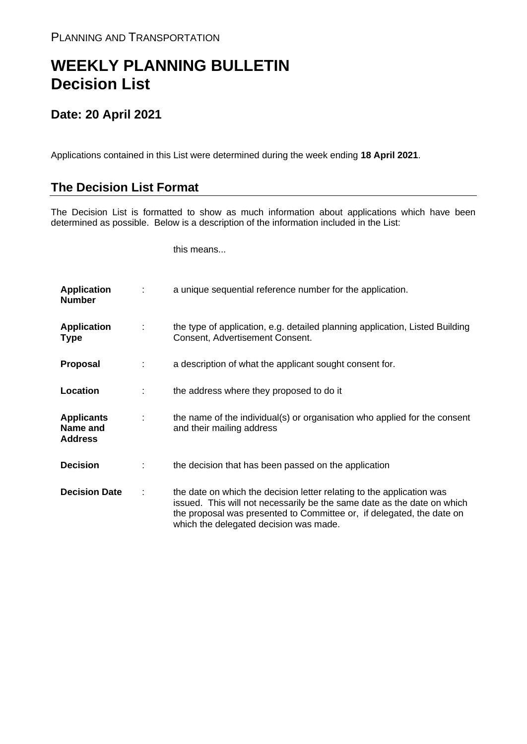PLANNING AND TRANSPORTATION

# WEEKLY PLANNING BULLETIN
# Decision List

## Date: 20 April 2021

Applications contained in this List were determined during the week ending **18 April 2021**.

## The Decision List Format

The Decision List is formatted to show as much information about applications which have been determined as possible. Below is a description of the information included in the List:

| | | this means... |
|---|---|---|
| **Application Number** | : | a unique sequential reference number for the application. |
| **Application Type** | : | the type of application, e.g. detailed planning application, Listed Building Consent, Advertisement Consent. |
| **Proposal** | : | a description of what the applicant sought consent for. |
| **Location** | : | the address where they proposed to do it |
| **Applicants Name and Address** | : | the name of the individual(s) or organisation who applied for the consent and their mailing address |
| **Decision** | : | the decision that has been passed on the application |
| **Decision Date** | : | the date on which the decision letter relating to the application was issued. This will not necessarily be the same date as the date on which the proposal was presented to Committee or, if delegated, the date on which the delegated decision was made. |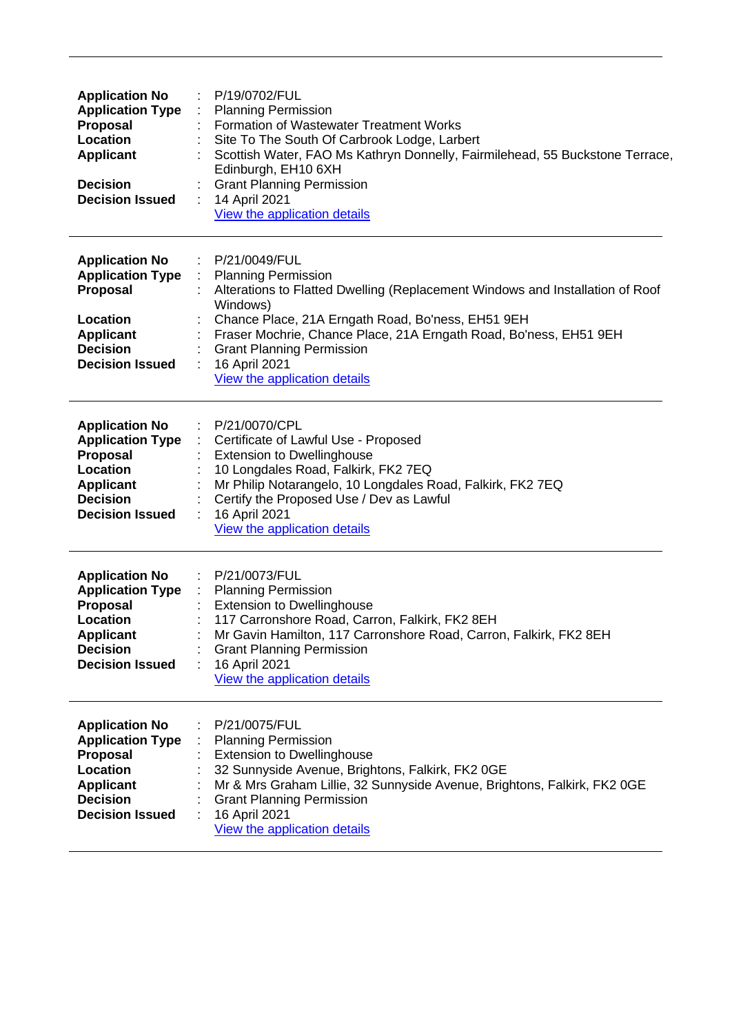---

| | | |
|---|---|---|
| **Application No** | : | P/19/0702/FUL |
| **Application Type** | : | Planning Permission |
| **Proposal** | : | Formation of Wastewater Treatment Works |
| **Location** | : | Site To The South Of Carbrook Lodge, Larbert |
| **Applicant** | : | Scottish Water, FAO Ms Kathryn Donnelly, Fairmilehead, 55 Buckstone Terrace, Edinburgh, EH10 6XH |
| **Decision** | : | Grant Planning Permission |
| **Decision Issued** | : | 14 April 2021 |
| | | View the application details |

---

| | | |
|---|---|---|
| **Application No** | : | P/21/0049/FUL |
| **Application Type** | : | Planning Permission |
| **Proposal** | : | Alterations to Flatted Dwelling (Replacement Windows and Installation of Roof Windows) |
| **Location** | : | Chance Place, 21A Erngath Road, Bo'ness, EH51 9EH |
| **Applicant** | : | Fraser Mochrie, Chance Place, 21A Erngath Road, Bo'ness, EH51 9EH |
| **Decision** | : | Grant Planning Permission |
| **Decision Issued** | : | 16 April 2021 |
| | | View the application details |

---

| | | |
|---|---|---|
| **Application No** | : | P/21/0070/CPL |
| **Application Type** | : | Certificate of Lawful Use - Proposed |
| **Proposal** | : | Extension to Dwellinghouse |
| **Location** | : | 10 Longdales Road, Falkirk, FK2 7EQ |
| **Applicant** | : | Mr Philip Notarangelo, 10 Longdales Road, Falkirk, FK2 7EQ |
| **Decision** | : | Certify the Proposed Use / Dev as Lawful |
| **Decision Issued** | : | 16 April 2021 |
| | | View the application details |

---

| | | |
|---|---|---|
| **Application No** | : | P/21/0073/FUL |
| **Application Type** | : | Planning Permission |
| **Proposal** | : | Extension to Dwellinghouse |
| **Location** | : | 117 Carronshore Road, Carron, Falkirk, FK2 8EH |
| **Applicant** | : | Mr Gavin Hamilton, 117 Carronshore Road, Carron, Falkirk, FK2 8EH |
| **Decision** | : | Grant Planning Permission |
| **Decision Issued** | : | 16 April 2021 |
| | | View the application details |

---

| | | |
|---|---|---|
| **Application No** | : | P/21/0075/FUL |
| **Application Type** | : | Planning Permission |
| **Proposal** | : | Extension to Dwellinghouse |
| **Location** | : | 32 Sunnyside Avenue, Brightons, Falkirk, FK2 0GE |
| **Applicant** | : | Mr & Mrs Graham Lillie, 32 Sunnyside Avenue, Brightons, Falkirk, FK2 0GE |
| **Decision** | : | Grant Planning Permission |
| **Decision Issued** | : | 16 April 2021 |
| | | View the application details |

---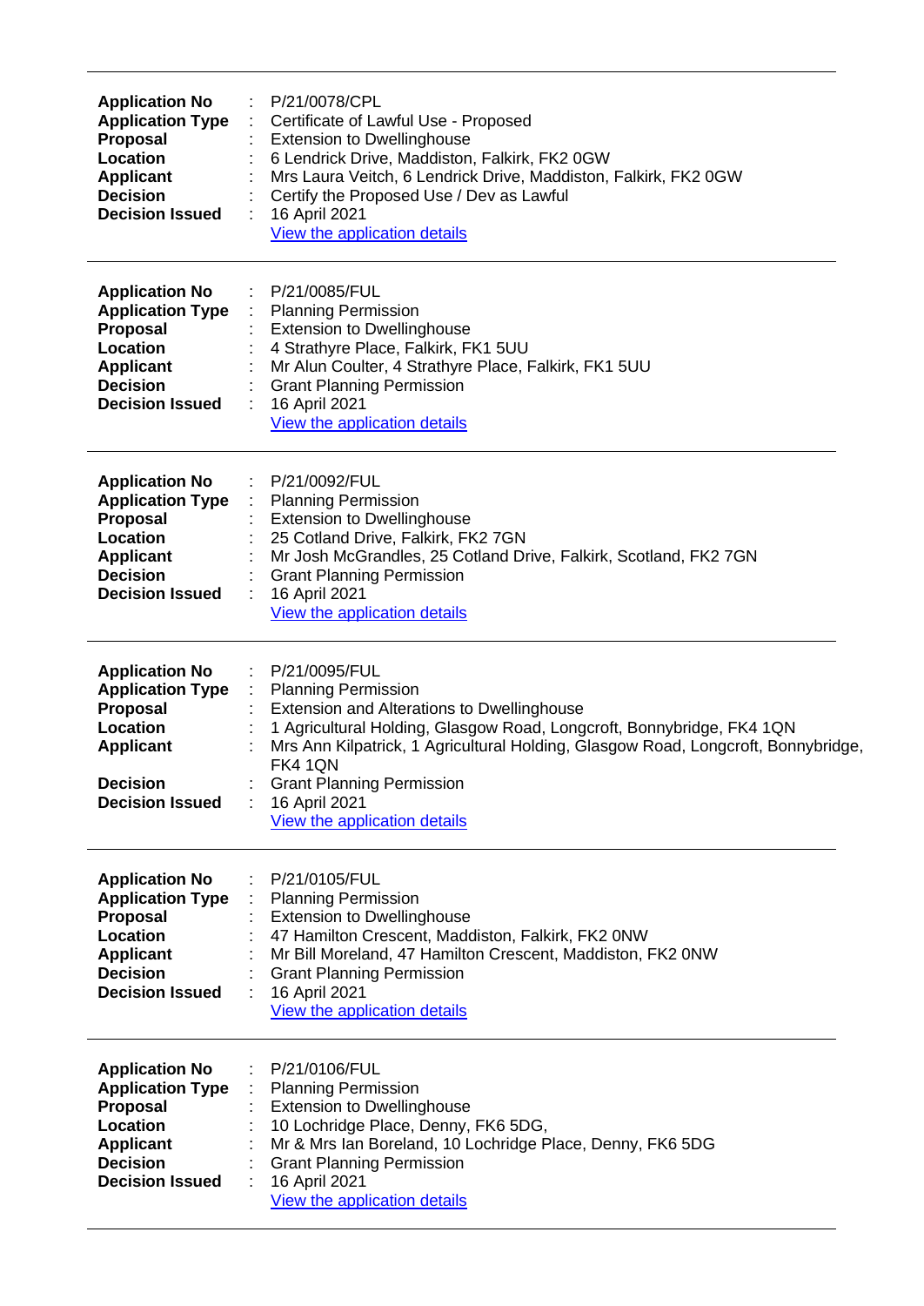---

| | | |
|---|---|---|
| **Application No** | : | P/21/0078/CPL |
| **Application Type** | : | Certificate of Lawful Use - Proposed |
| **Proposal** | : | Extension to Dwellinghouse |
| **Location** | : | 6 Lendrick Drive, Maddiston, Falkirk, FK2 0GW |
| **Applicant** | : | Mrs Laura Veitch, 6 Lendrick Drive, Maddiston, Falkirk, FK2 0GW |
| **Decision** | : | Certify the Proposed Use / Dev as Lawful |
| **Decision Issued** | : | 16 April 2021 |
| | | View the application details |

---

| | | |
|---|---|---|
| **Application No** | : | P/21/0085/FUL |
| **Application Type** | : | Planning Permission |
| **Proposal** | : | Extension to Dwellinghouse |
| **Location** | : | 4 Strathyre Place, Falkirk, FK1 5UU |
| **Applicant** | : | Mr Alun Coulter, 4 Strathyre Place, Falkirk, FK1 5UU |
| **Decision** | : | Grant Planning Permission |
| **Decision Issued** | : | 16 April 2021 |
| | | View the application details |

---

| | | |
|---|---|---|
| **Application No** | : | P/21/0092/FUL |
| **Application Type** | : | Planning Permission |
| **Proposal** | : | Extension to Dwellinghouse |
| **Location** | : | 25 Cotland Drive, Falkirk, FK2 7GN |
| **Applicant** | : | Mr Josh McGrandles, 25 Cotland Drive, Falkirk, Scotland, FK2 7GN |
| **Decision** | : | Grant Planning Permission |
| **Decision Issued** | : | 16 April 2021 |
| | | View the application details |

---

| | | |
|---|---|---|
| **Application No** | : | P/21/0095/FUL |
| **Application Type** | : | Planning Permission |
| **Proposal** | : | Extension and Alterations to Dwellinghouse |
| **Location** | : | 1 Agricultural Holding, Glasgow Road, Longcroft, Bonnybridge, FK4 1QN |
| **Applicant** | : | Mrs Ann Kilpatrick, 1 Agricultural Holding, Glasgow Road, Longcroft, Bonnybridge, FK4 1QN |
| **Decision** | : | Grant Planning Permission |
| **Decision Issued** | : | 16 April 2021 |
| | | View the application details |

---

| | | |
|---|---|---|
| **Application No** | : | P/21/0105/FUL |
| **Application Type** | : | Planning Permission |
| **Proposal** | : | Extension to Dwellinghouse |
| **Location** | : | 47 Hamilton Crescent, Maddiston, Falkirk, FK2 0NW |
| **Applicant** | : | Mr Bill Moreland, 47 Hamilton Crescent, Maddiston, FK2 0NW |
| **Decision** | : | Grant Planning Permission |
| **Decision Issued** | : | 16 April 2021 |
| | | View the application details |

---

| | | |
|---|---|---|
| **Application No** | : | P/21/0106/FUL |
| **Application Type** | : | Planning Permission |
| **Proposal** | : | Extension to Dwellinghouse |
| **Location** | : | 10 Lochridge Place, Denny, FK6 5DG, |
| **Applicant** | : | Mr & Mrs Ian Boreland, 10 Lochridge Place, Denny, FK6 5DG |
| **Decision** | : | Grant Planning Permission |
| **Decision Issued** | : | 16 April 2021 |
| | | View the application details |

---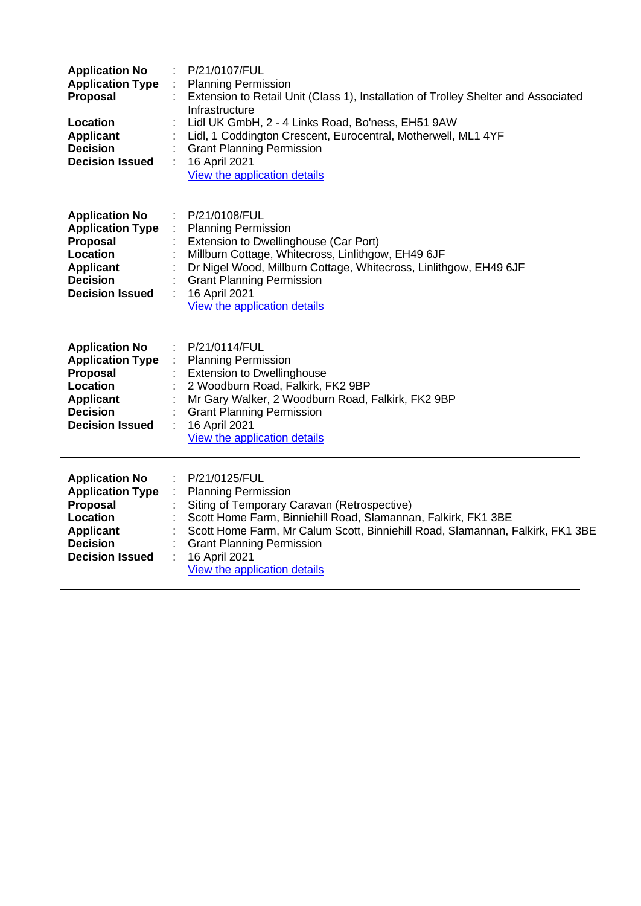---

**Application No** : P/21/0107/FUL
**Application Type** : Planning Permission
**Proposal** : Extension to Retail Unit (Class 1), Installation of Trolley Shelter and Associated Infrastructure
**Location** : Lidl UK GmbH, 2 - 4 Links Road, Bo'ness, EH51 9AW
**Applicant** : Lidl, 1 Coddington Crescent, Eurocentral, Motherwell, ML1 4YF
**Decision** : Grant Planning Permission
**Decision Issued** : 16 April 2021
View the application details

---

**Application No** : P/21/0108/FUL
**Application Type** : Planning Permission
**Proposal** : Extension to Dwellinghouse (Car Port)
**Location** : Millburn Cottage, Whitecross, Linlithgow, EH49 6JF
**Applicant** : Dr Nigel Wood, Millburn Cottage, Whitecross, Linlithgow, EH49 6JF
**Decision** : Grant Planning Permission
**Decision Issued** : 16 April 2021
View the application details

---

**Application No** : P/21/0114/FUL
**Application Type** : Planning Permission
**Proposal** : Extension to Dwellinghouse
**Location** : 2 Woodburn Road, Falkirk, FK2 9BP
**Applicant** : Mr Gary Walker, 2 Woodburn Road, Falkirk, FK2 9BP
**Decision** : Grant Planning Permission
**Decision Issued** : 16 April 2021
View the application details

---

**Application No** : P/21/0125/FUL
**Application Type** : Planning Permission
**Proposal** : Siting of Temporary Caravan (Retrospective)
**Location** : Scott Home Farm, Binniehill Road, Slamannan, Falkirk, FK1 3BE
**Applicant** : Scott Home Farm, Mr Calum Scott, Binniehill Road, Slamannan, Falkirk, FK1 3BE
**Decision** : Grant Planning Permission
**Decision Issued** : 16 April 2021
View the application details

---